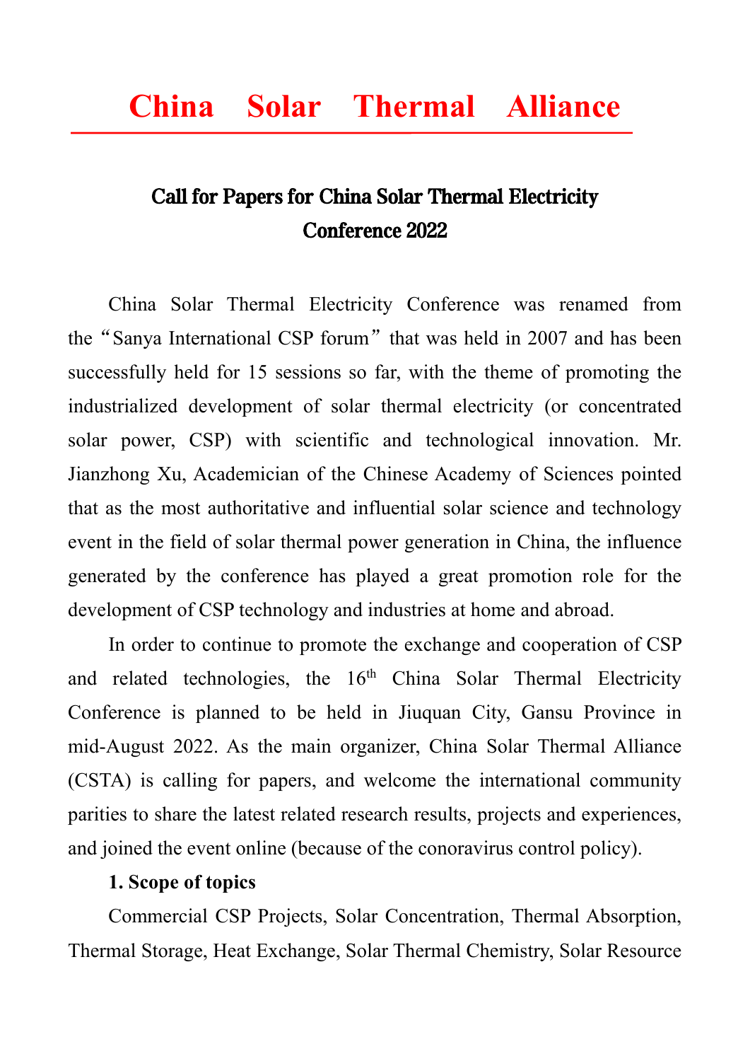# China Solar Thermal Alliance

## Call for Papers for China Solar Thermal Electricity Conference 2022

China Solar Thermal Electricity Conference was renamed from the"Sanya International CSP forum" that was held in 2007 and has been successfully held for 15 sessions so far, with the theme of promoting the industrialized development of solar thermal electricity (or concentrated solar power, CSP) with scientific and technological innovation. Mr. Jianzhong Xu, Academician of the Chinese Academy of Sciences pointed that as the most authoritative and influential solar science and technology event in the field of solar thermal power generation in China, the influence generated by the conference has played a great promotion role for the development of CSP technology and industries at home and abroad.

In order to continue to promote the exchange and cooperation of CSP and related technologies, the 16th China Solar Thermal Electricity Conference is planned to be held in Jiuquan City, Gansu Province in mid-August 2022. As the main organizer, China Solar Thermal Alliance (CSTA) is calling for papers, and welcome the international community parities to share the latest related research results, projects and experiences, and joined the event online (because of the conoravirus control policy).

**1. Scope of topics**

Commercial CSP Projects, Solar Concentration, Thermal Absorption, Thermal Storage, Heat Exchange, Solar Thermal Chemistry, Solar Resource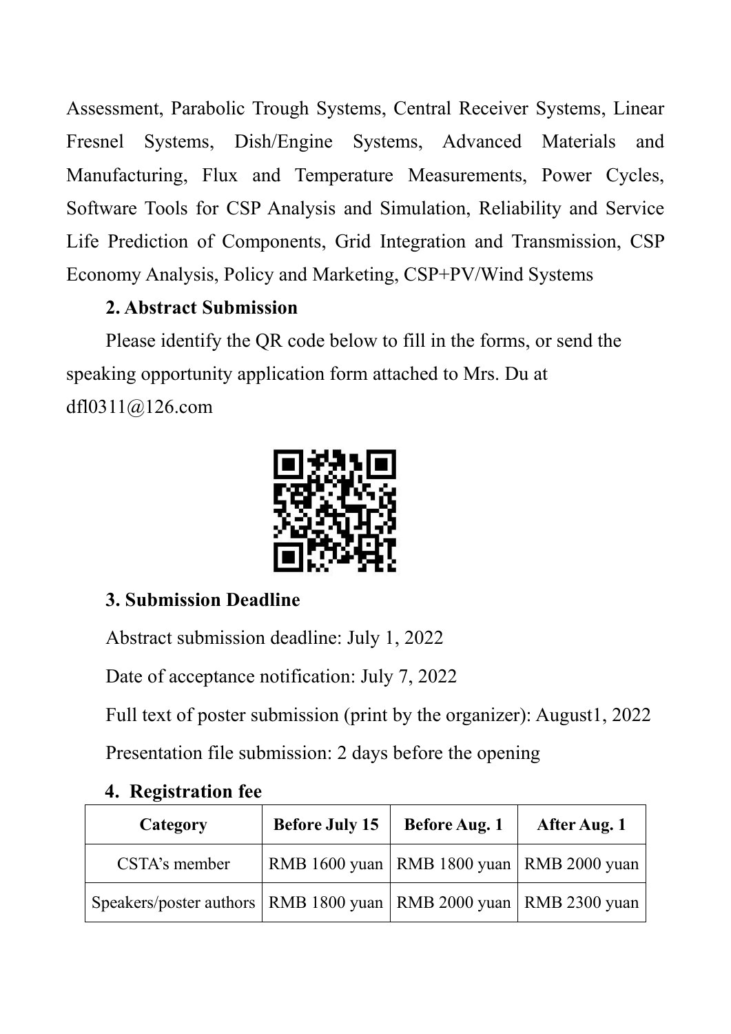Assessment, Parabolic Trough Systems, Central Receiver Systems, Linear Fresnel Systems, Dish/Engine Systems, Advanced Materials and Manufacturing, Flux and Temperature Measurements, Power Cycles, Software Tools for CSP Analysis and Simulation, Reliability and Service Life Prediction of Components, Grid Integration and Transmission, CSP Economy Analysis, Policy and Marketing, CSP+PV/Wind Systems

**2. Abstract Submission**

Please identify the QR code below to fill in the forms, or send the speaking opportunity application form attached to Mrs. Du at dfl0311@126.com

**3. Submission Deadline**

Abstract submission deadline: July 1, 2022

Date of acceptance notification: July 7, 2022

Full text of poster submission (print by the organizer): August1, 2022

Presentation file submission: 2 days before the opening

**4. Registration fee**

| Category | Before July 15 | Before Aug. 1 | After Aug. 1 |
|---|---|---|---|
| CSTA's member | RMB 1600 yuan | RMB 1800 yuan | RMB 2000 yuan |
| Speakers/poster authors | RMB 1800 yuan | RMB 2000 yuan | RMB 2300 yuan |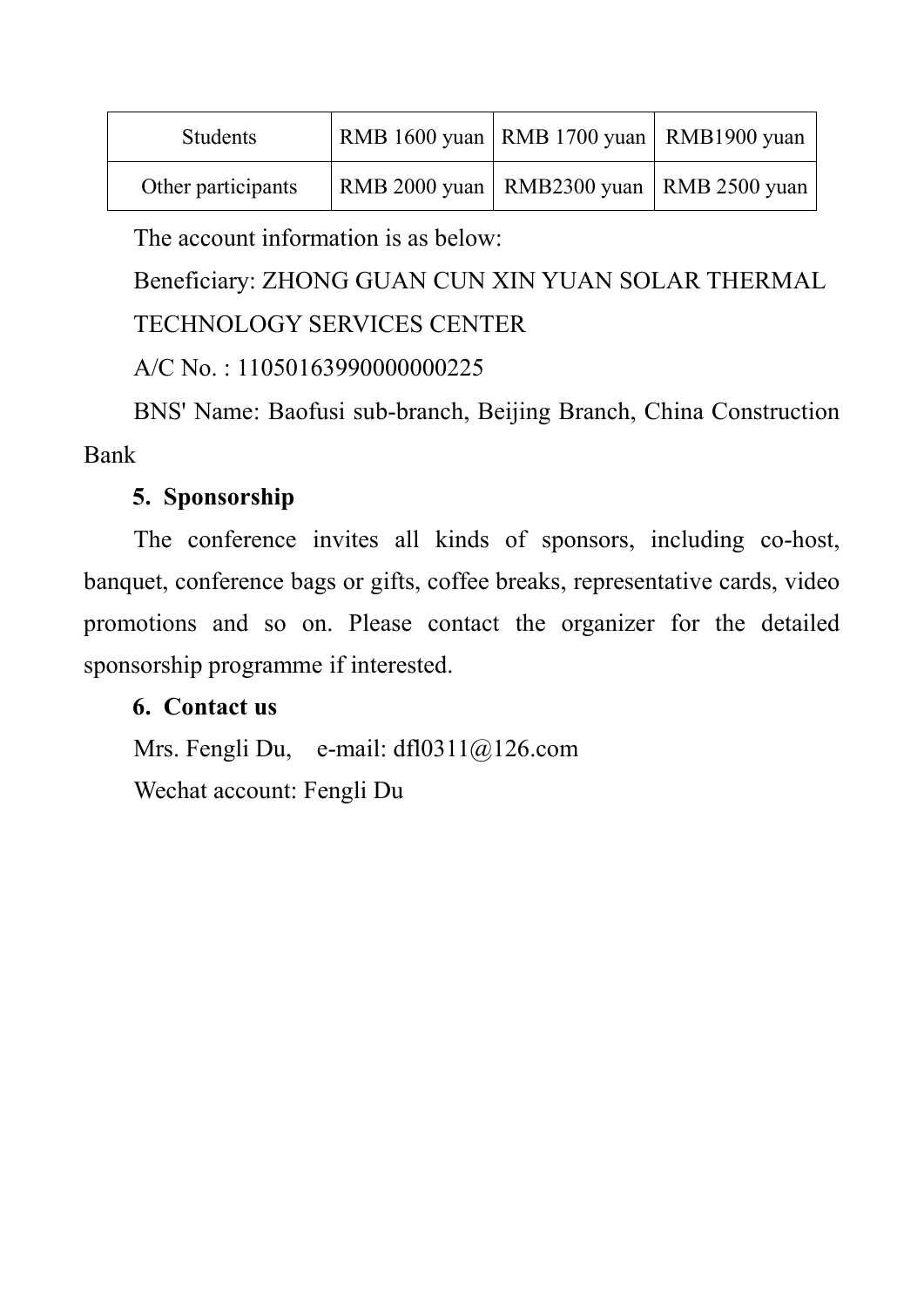| Students | RMB 1600 yuan | RMB 1700 yuan | RMB1900 yuan |
|---|---|---|---|
| Other participants | RMB 2000 yuan | RMB2300 yuan | RMB 2500 yuan |

The account information is as below:

Beneficiary: ZHONG GUAN CUN XIN YUAN SOLAR THERMAL TECHNOLOGY SERVICES CENTER

A/C No. : 11050163990000000225

BNS' Name: Baofusi sub-branch, Beijing Branch, China Construction Bank

**5. Sponsorship**

The conference invites all kinds of sponsors, including co-host, banquet, conference bags or gifts, coffee breaks, representative cards, video promotions and so on. Please contact the organizer for the detailed sponsorship programme if interested.

**6. Contact us**

Mrs. Fengli Du, e-mail: dfl0311@126.com

Wechat account: Fengli Du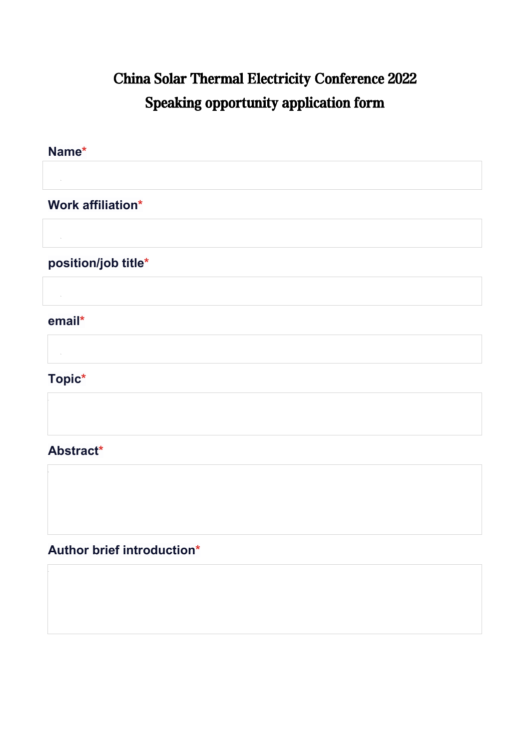# China Solar Thermal Electricity Conference 2022
# Speaking opportunity application form

**Name***

**Work affiliation***

**position/job title***

**email***

**Topic***

**Abstract***

**Author brief introduction***